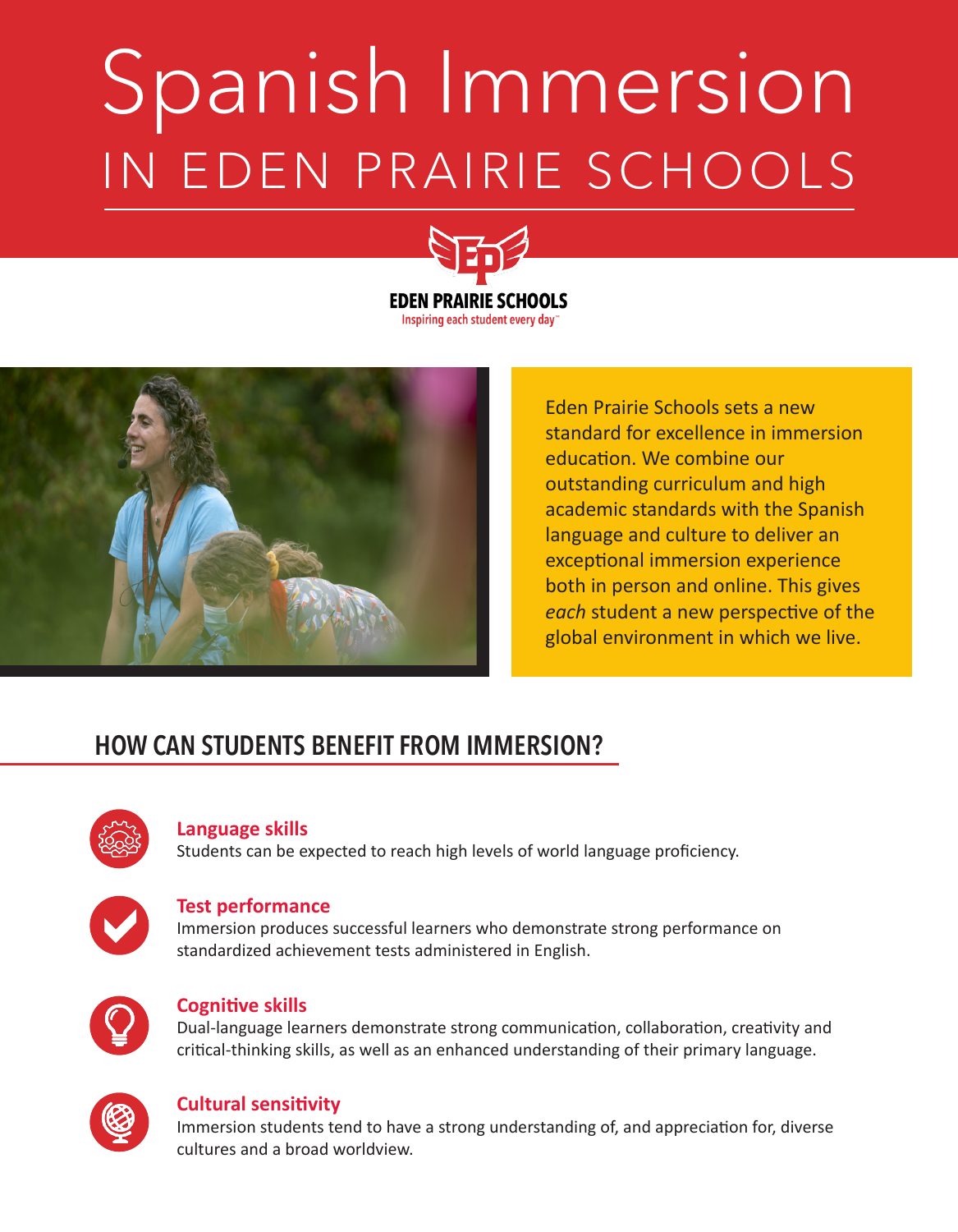# Spanish Immersion

## IN EDEN PRAIRIE SCHOOLS

EDEN PRAIRIE SCHOOLS
Inspiring each student every day™

Eden Prairie Schools sets a new standard for excellence in immersion education. We combine our outstanding curriculum and high academic standards with the Spanish language and culture to deliver an exceptional immersion experience both in person and online. This gives *each* student a new perspective of the global environment in which we live.

## HOW CAN STUDENTS BENEFIT FROM IMMERSION?

**Language skills**
Students can be expected to reach high levels of world language proficiency.

**Test performance**
Immersion produces successful learners who demonstrate strong performance on standardized achievement tests administered in English.

**Cognitive skills**
Dual-language learners demonstrate strong communication, collaboration, creativity and critical-thinking skills, as well as an enhanced understanding of their primary language.

**Cultural sensitivity**
Immersion students tend to have a strong understanding of, and appreciation for, diverse cultures and a broad worldview.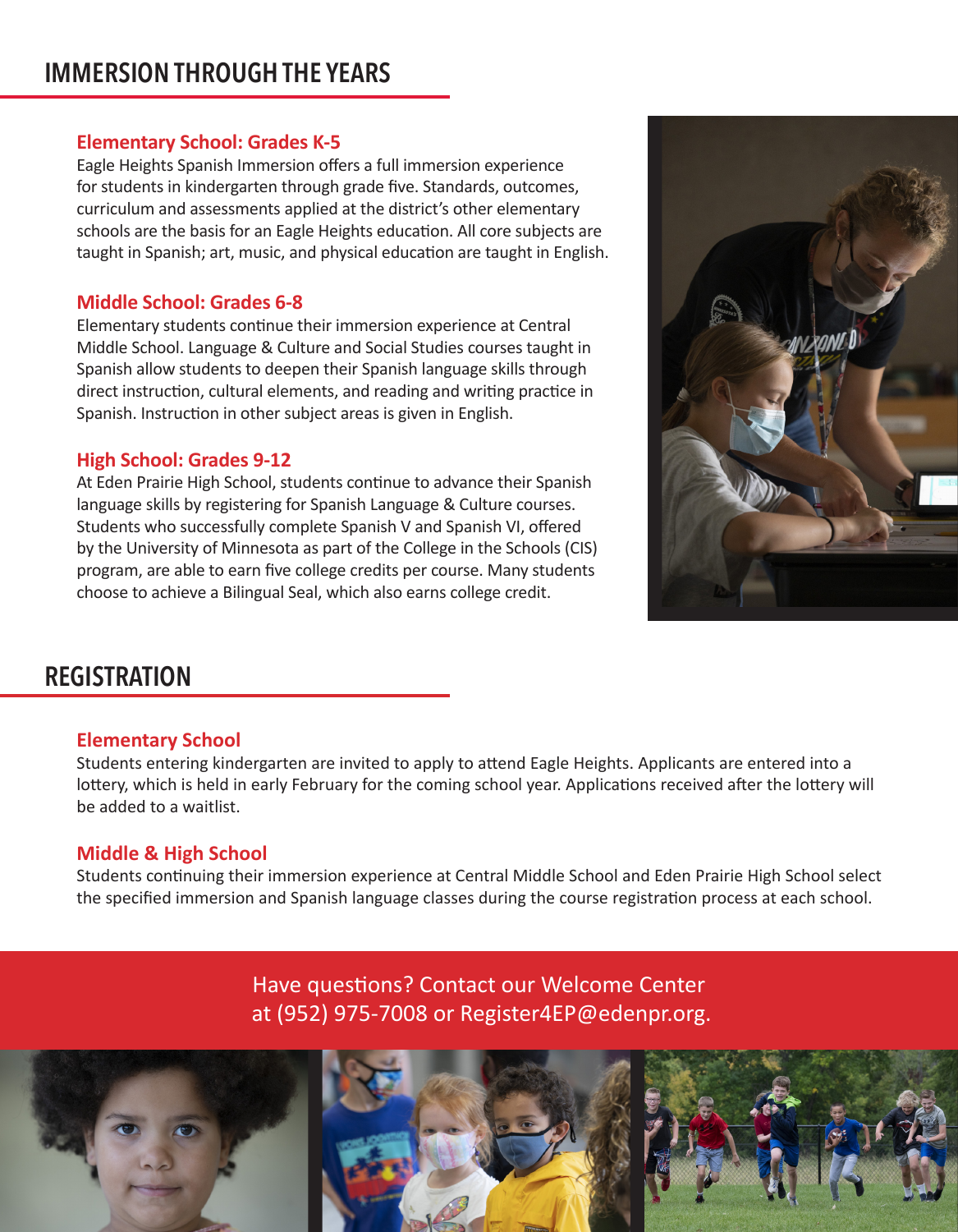## IMMERSION THROUGH THE YEARS

### Elementary School: Grades K-5

Eagle Heights Spanish Immersion offers a full immersion experience for students in kindergarten through grade five. Standards, outcomes, curriculum and assessments applied at the district's other elementary schools are the basis for an Eagle Heights education. All core subjects are taught in Spanish; art, music, and physical education are taught in English.

### Middle School: Grades 6-8

Elementary students continue their immersion experience at Central Middle School. Language & Culture and Social Studies courses taught in Spanish allow students to deepen their Spanish language skills through direct instruction, cultural elements, and reading and writing practice in Spanish. Instruction in other subject areas is given in English.

### High School: Grades 9-12

At Eden Prairie High School, students continue to advance their Spanish language skills by registering for Spanish Language & Culture courses. Students who successfully complete Spanish V and Spanish VI, offered by the University of Minnesota as part of the College in the Schools (CIS) program, are able to earn five college credits per course. Many students choose to achieve a Bilingual Seal, which also earns college credit.

## REGISTRATION

### Elementary School

Students entering kindergarten are invited to apply to attend Eagle Heights. Applicants are entered into a lottery, which is held in early February for the coming school year. Applications received after the lottery will be added to a waitlist.

### Middle & High School

Students continuing their immersion experience at Central Middle School and Eden Prairie High School select the specified immersion and Spanish language classes during the course registration process at each school.

Have questions? Contact our Welcome Center at (952) 975-7008 or Register4EP@edenpr.org.